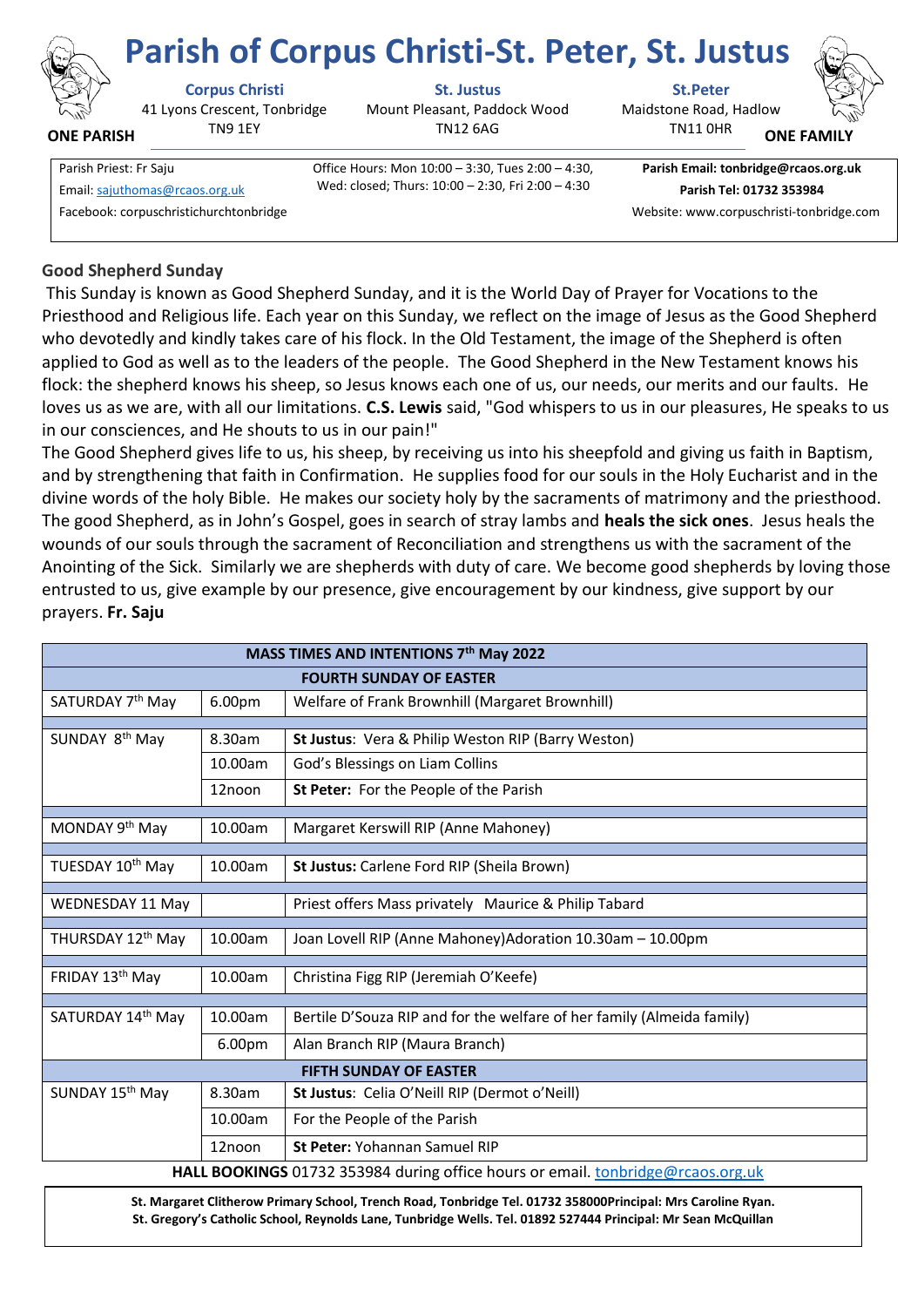# Parish of Corpus Christi-St. Peter, St. Justus

**ONE PARISH** — **ONE FAMILY**

**Corpus Christi**
41 Lyons Crescent, Tonbridge
TN9 1EY

**St. Justus**
Mount Pleasant, Paddock Wood
TN12 6AG

**St.Peter**
Maidstone Road, Hadlow
TN11 0HR

Parish Priest: Fr Saju
Email: sajuthomas@rcaos.org.uk
Facebook: corpuschristichurchtonbridge

Office Hours: Mon 10:00 – 3:30, Tues 2:00 – 4:30, Wed: closed; Thurs: 10:00 – 2:30, Fri 2:00 – 4:30

**Parish Email: tonbridge@rcaos.org.uk**
**Parish Tel: 01732 353984**
Website: www.corpuschristi-tonbridge.com

## Good Shepherd Sunday

This Sunday is known as Good Shepherd Sunday, and it is the World Day of Prayer for Vocations to the Priesthood and Religious life. Each year on this Sunday, we reflect on the image of Jesus as the Good Shepherd who devotedly and kindly takes care of his flock. In the Old Testament, the image of the Shepherd is often applied to God as well as to the leaders of the people. The Good Shepherd in the New Testament knows his flock: the shepherd knows his sheep, so Jesus knows each one of us, our needs, our merits and our faults. He loves us as we are, with all our limitations. **C.S. Lewis** said, "God whispers to us in our pleasures, He speaks to us in our consciences, and He shouts to us in our pain!"

The Good Shepherd gives life to us, his sheep, by receiving us into his sheepfold and giving us faith in Baptism, and by strengthening that faith in Confirmation. He supplies food for our souls in the Holy Eucharist and in the divine words of the holy Bible. He makes our society holy by the sacraments of matrimony and the priesthood. The good Shepherd, as in John's Gospel, goes in search of stray lambs and **heals the sick ones**. Jesus heals the wounds of our souls through the sacrament of Reconciliation and strengthens us with the sacrament of the Anointing of the Sick. Similarly we are shepherds with duty of care. We become good shepherds by loving those entrusted to us, give example by our presence, give encouragement by our kindness, give support by our prayers. **Fr. Saju**

| **MASS TIMES AND INTENTIONS 7th May 2022** | | |
|---|---|---|
| **FOURTH SUNDAY OF EASTER** | | |
| SATURDAY 7th May | 6.00pm | Welfare of Frank Brownhill (Margaret Brownhill) |
| SUNDAY 8th May | 8.30am | **St Justus**: Vera & Philip Weston RIP (Barry Weston) |
| | 10.00am | God's Blessings on Liam Collins |
| | 12noon | **St Peter:** For the People of the Parish |
| MONDAY 9th May | 10.00am | Margaret Kerswill RIP (Anne Mahoney) |
| TUESDAY 10th May | 10.00am | **St Justus:** Carlene Ford RIP (Sheila Brown) |
| WEDNESDAY 11 May | | Priest offers Mass privately Maurice & Philip Tabard |
| THURSDAY 12th May | 10.00am | Joan Lovell RIP (Anne Mahoney)Adoration 10.30am – 10.00pm |
| FRIDAY 13th May | 10.00am | Christina Figg RIP (Jeremiah O'Keefe) |
| SATURDAY 14th May | 10.00am | Bertile D'Souza RIP and for the welfare of her family (Almeida family) |
| | 6.00pm | Alan Branch RIP (Maura Branch) |
| **FIFTH SUNDAY OF EASTER** | | |
| SUNDAY 15th May | 8.30am | **St Justus**: Celia O'Neill RIP (Dermot o'Neill) |
| | 10.00am | For the People of the Parish |
| | 12noon | **St Peter:** Yohannan Samuel RIP |

**HALL BOOKINGS** 01732 353984 during office hours or email. tonbridge@rcaos.org.uk

**St. Margaret Clitherow Primary School, Trench Road, Tonbridge Tel. 01732 358000Principal: Mrs Caroline Ryan.**
**St. Gregory's Catholic School, Reynolds Lane, Tunbridge Wells. Tel. 01892 527444 Principal: Mr Sean McQuillan**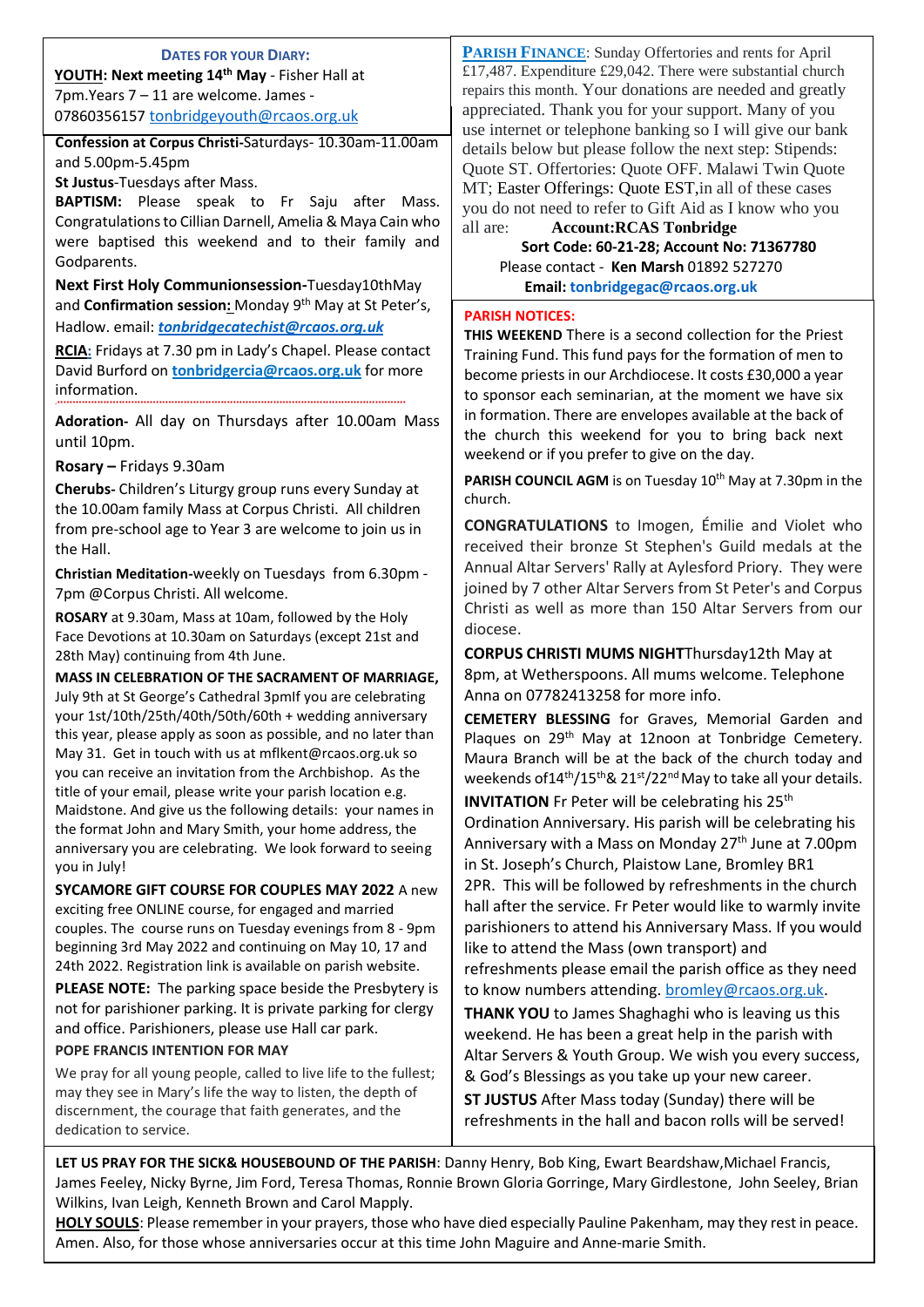### DATES FOR YOUR DIARY:

**YOUTH: Next meeting 14th May** - Fisher Hall at 7pm.Years 7 – 11 are welcome. James - 07860356157 tonbridgeyouth@rcaos.org.uk

**Confession at Corpus Christi-**Saturdays- 10.30am-11.00am and 5.00pm-5.45pm

**St Justus**-Tuesdays after Mass.

**BAPTISM:** Please speak to Fr Saju after Mass. Congratulations to Cillian Darnell, Amelia & Maya Cain who were baptised this weekend and to their family and Godparents.

**Next First Holy Communionsession-**Tuesday10thMay and **Confirmation session:** Monday 9th May at St Peter's, Hadlow. email: ***tonbridgecatechist@rcaos.org.uk***

**RCIA**: Fridays at 7.30 pm in Lady's Chapel. Please contact David Burford on **tonbridgercia@rcaos.org.uk** for more information.

**Adoration-** All day on Thursdays after 10.00am Mass until 10pm.

**Rosary –** Fridays 9.30am

**Cherubs-** Children's Liturgy group runs every Sunday at the 10.00am family Mass at Corpus Christi. All children from pre-school age to Year 3 are welcome to join us in the Hall.

**Christian Meditation-**weekly on Tuesdays from 6.30pm - 7pm @Corpus Christi. All welcome.

**ROSARY** at 9.30am, Mass at 10am, followed by the Holy Face Devotions at 10.30am on Saturdays (except 21st and 28th May) continuing from 4th June.

**MASS IN CELEBRATION OF THE SACRAMENT OF MARRIAGE,** July 9th at St George's Cathedral 3pmIf you are celebrating your 1st/10th/25th/40th/50th/60th + wedding anniversary this year, please apply as soon as possible, and no later than May 31. Get in touch with us at mflkent@rcaos.org.uk so you can receive an invitation from the Archbishop. As the title of your email, please write your parish location e.g. Maidstone. And give us the following details: your names in the format John and Mary Smith, your home address, the anniversary you are celebrating. We look forward to seeing you in July!

**SYCAMORE GIFT COURSE FOR COUPLES MAY 2022** A new exciting free ONLINE course, for engaged and married couples. The course runs on Tuesday evenings from 8 - 9pm beginning 3rd May 2022 and continuing on May 10, 17 and 24th 2022. Registration link is available on parish website.

**PLEASE NOTE:** The parking space beside the Presbytery is not for parishioner parking. It is private parking for clergy and office. Parishioners, please use Hall car park.

**POPE FRANCIS INTENTION FOR MAY**

We pray for all young people, called to live life to the fullest; may they see in Mary's life the way to listen, the depth of discernment, the courage that faith generates, and the dedication to service.

**PARISH FINANCE**: Sunday Offertories and rents for April £17,487. Expenditure £29,042. There were substantial church repairs this month. Your donations are needed and greatly appreciated. Thank you for your support. Many of you use internet or telephone banking so I will give our bank details below but please follow the next step: Stipends: Quote ST. Offertories: Quote OFF. Malawi Twin Quote MT; Easter Offerings: Quote EST,in all of these cases you do not need to refer to Gift Aid as I know who you all are: **Account:RCAS Tonbridge**

**Sort Code: 60-21-28; Account No: 71367780**

Please contact - **Ken Marsh** 01892 527270

**Email: tonbridgegac@rcaos.org.uk**

### PARISH NOTICES:

**THIS WEEKEND** There is a second collection for the Priest Training Fund. This fund pays for the formation of men to become priests in our Archdiocese. It costs £30,000 a year to sponsor each seminarian, at the moment we have six in formation. There are envelopes available at the back of the church this weekend for you to bring back next weekend or if you prefer to give on the day.

**PARISH COUNCIL AGM** is on Tuesday 10th May at 7.30pm in the church.

**CONGRATULATIONS** to Imogen, Émilie and Violet who received their bronze St Stephen's Guild medals at the Annual Altar Servers' Rally at Aylesford Priory. They were joined by 7 other Altar Servers from St Peter's and Corpus Christi as well as more than 150 Altar Servers from our diocese.

**CORPUS CHRISTI MUMS NIGHT**Thursday12th May at 8pm, at Wetherspoons. All mums welcome. Telephone Anna on 07782413258 for more info.

**CEMETERY BLESSING** for Graves, Memorial Garden and Plaques on 29th May at 12noon at Tonbridge Cemetery. Maura Branch will be at the back of the church today and weekends of14th/15th& 21st/22nd May to take all your details.

**INVITATION** Fr Peter will be celebrating his 25th Ordination Anniversary. His parish will be celebrating his Anniversary with a Mass on Monday 27th June at 7.00pm in St. Joseph's Church, Plaistow Lane, Bromley BR1 2PR. This will be followed by refreshments in the church hall after the service. Fr Peter would like to warmly invite parishioners to attend his Anniversary Mass. If you would like to attend the Mass (own transport) and refreshments please email the parish office as they need to know numbers attending. bromley@rcaos.org.uk.

**THANK YOU** to James Shaghaghi who is leaving us this weekend. He has been a great help in the parish with Altar Servers & Youth Group. We wish you every success, & God's Blessings as you take up your new career.

**ST JUSTUS** After Mass today (Sunday) there will be refreshments in the hall and bacon rolls will be served!

**LET US PRAY FOR THE SICK& HOUSEBOUND OF THE PARISH**: Danny Henry, Bob King, Ewart Beardshaw,Michael Francis, James Feeley, Nicky Byrne, Jim Ford, Teresa Thomas, Ronnie Brown Gloria Gorringe, Mary Girdlestone, John Seeley, Brian Wilkins, Ivan Leigh, Kenneth Brown and Carol Mapply.

**HOLY SOULS**: Please remember in your prayers, those who have died especially Pauline Pakenham, may they rest in peace. Amen. Also, for those whose anniversaries occur at this time John Maguire and Anne-marie Smith.